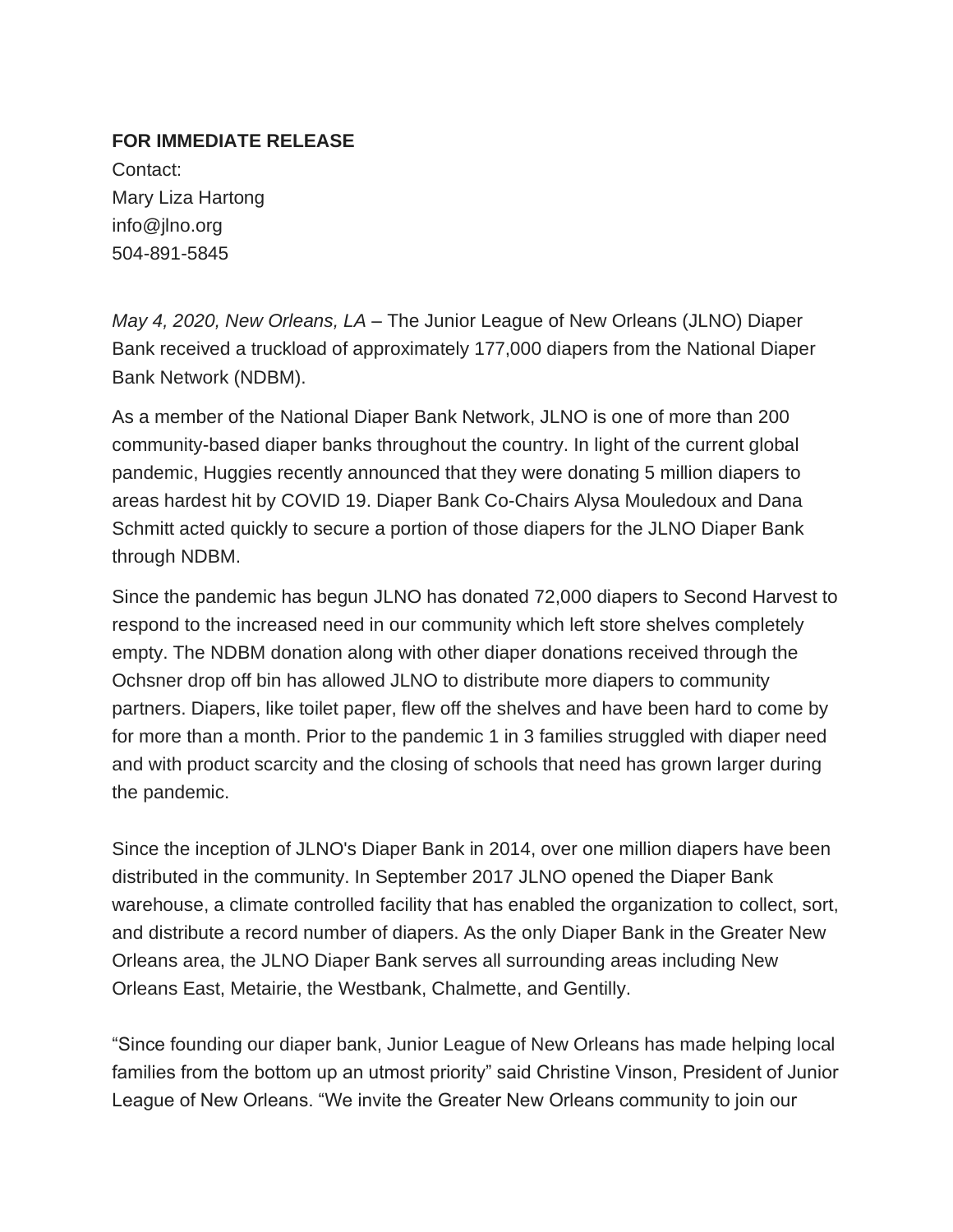**FOR IMMEDIATE RELEASE**

Contact:
Mary Liza Hartong
info@jlno.org
504-891-5845

*May 4, 2020, New Orleans, LA* – The Junior League of New Orleans (JLNO) Diaper Bank received a truckload of approximately 177,000 diapers from the National Diaper Bank Network (NDBM).

As a member of the National Diaper Bank Network, JLNO is one of more than 200 community-based diaper banks throughout the country. In light of the current global pandemic, Huggies recently announced that they were donating 5 million diapers to areas hardest hit by COVID 19. Diaper Bank Co-Chairs Alysa Mouledoux and Dana Schmitt acted quickly to secure a portion of those diapers for the JLNO Diaper Bank through NDBM.

Since the pandemic has begun JLNO has donated 72,000 diapers to Second Harvest to respond to the increased need in our community which left store shelves completely empty. The NDBM donation along with other diaper donations received through the Ochsner drop off bin has allowed JLNO to distribute more diapers to community partners. Diapers, like toilet paper, flew off the shelves and have been hard to come by for more than a month. Prior to the pandemic 1 in 3 families struggled with diaper need and with product scarcity and the closing of schools that need has grown larger during the pandemic.

Since the inception of JLNO's Diaper Bank in 2014, over one million diapers have been distributed in the community. In September 2017 JLNO opened the Diaper Bank warehouse, a climate controlled facility that has enabled the organization to collect, sort, and distribute a record number of diapers. As the only Diaper Bank in the Greater New Orleans area, the JLNO Diaper Bank serves all surrounding areas including New Orleans East, Metairie, the Westbank, Chalmette, and Gentilly.

"Since founding our diaper bank, Junior League of New Orleans has made helping local families from the bottom up an utmost priority" said Christine Vinson, President of Junior League of New Orleans. "We invite the Greater New Orleans community to join our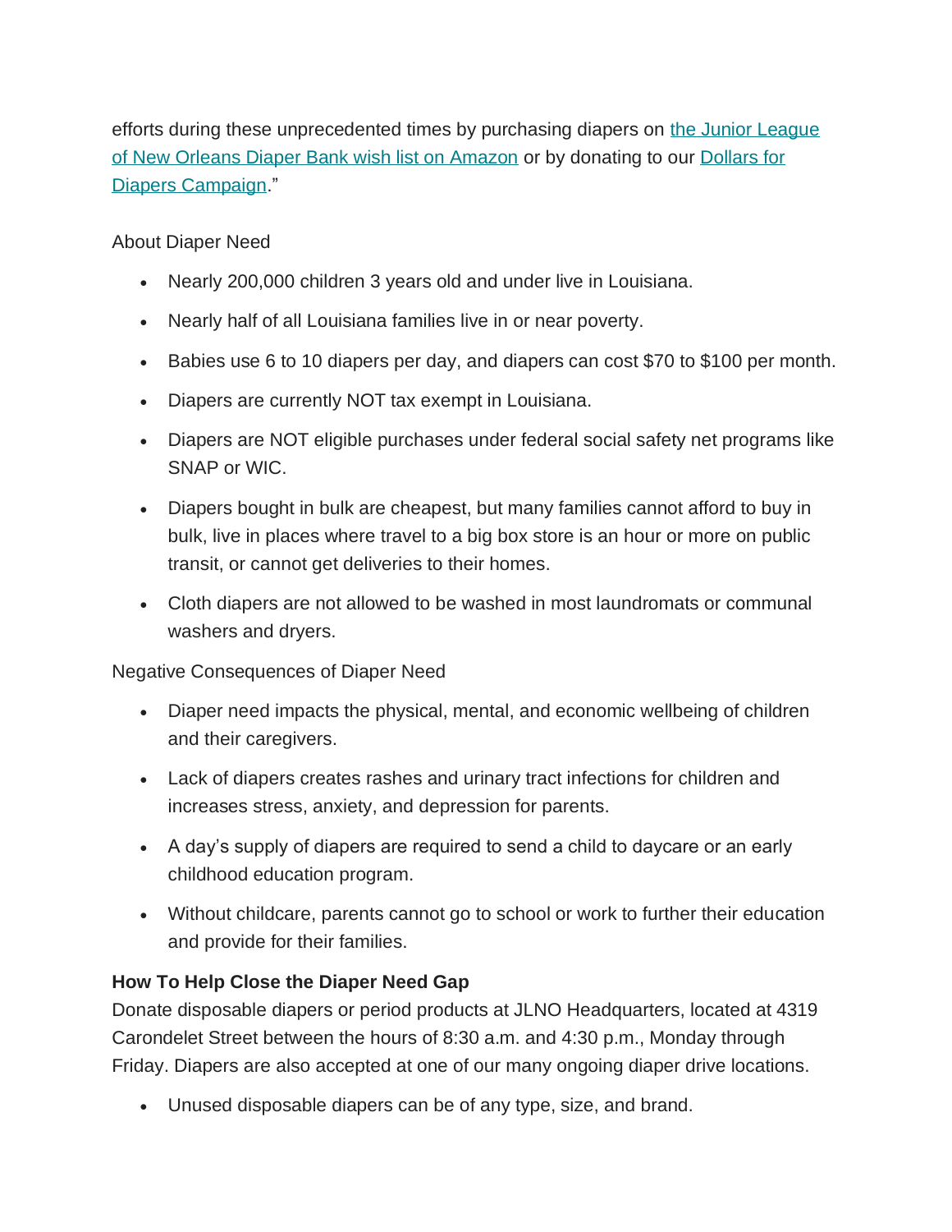efforts during these unprecedented times by purchasing diapers on [the Junior League of New Orleans Diaper Bank wish list on Amazon]() or by donating to our [Dollars for Diapers Campaign]()."

About Diaper Need

- Nearly 200,000 children 3 years old and under live in Louisiana.
- Nearly half of all Louisiana families live in or near poverty.
- Babies use 6 to 10 diapers per day, and diapers can cost $70 to $100 per month.
- Diapers are currently NOT tax exempt in Louisiana.
- Diapers are NOT eligible purchases under federal social safety net programs like SNAP or WIC.
- Diapers bought in bulk are cheapest, but many families cannot afford to buy in bulk, live in places where travel to a big box store is an hour or more on public transit, or cannot get deliveries to their homes.
- Cloth diapers are not allowed to be washed in most laundromats or communal washers and dryers.

Negative Consequences of Diaper Need

- Diaper need impacts the physical, mental, and economic wellbeing of children and their caregivers.
- Lack of diapers creates rashes and urinary tract infections for children and increases stress, anxiety, and depression for parents.
- A day's supply of diapers are required to send a child to daycare or an early childhood education program.
- Without childcare, parents cannot go to school or work to further their education and provide for their families.

**How To Help Close the Diaper Need Gap**

Donate disposable diapers or period products at JLNO Headquarters, located at 4319 Carondelet Street between the hours of 8:30 a.m. and 4:30 p.m., Monday through Friday. Diapers are also accepted at one of our many ongoing diaper drive locations.

- Unused disposable diapers can be of any type, size, and brand.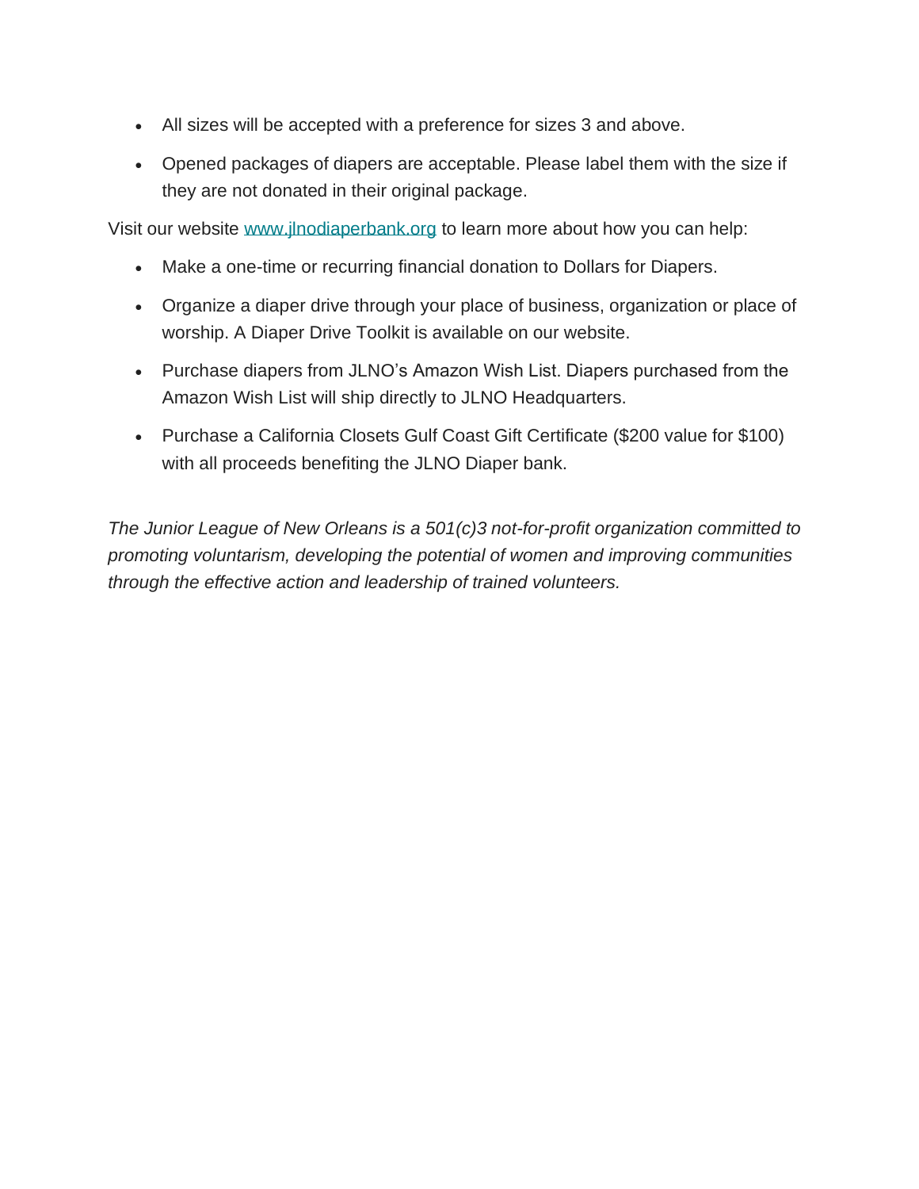- All sizes will be accepted with a preference for sizes 3 and above.
- Opened packages of diapers are acceptable. Please label them with the size if they are not donated in their original package.

Visit our website [www.jlnodiaperbank.org](http://www.jlnodiaperbank.org) to learn more about how you can help:

- Make a one-time or recurring financial donation to Dollars for Diapers.
- Organize a diaper drive through your place of business, organization or place of worship. A Diaper Drive Toolkit is available on our website.
- Purchase diapers from JLNO's Amazon Wish List. Diapers purchased from the Amazon Wish List will ship directly to JLNO Headquarters.
- Purchase a California Closets Gulf Coast Gift Certificate ($200 value for $100) with all proceeds benefiting the JLNO Diaper bank.

*The Junior League of New Orleans is a 501(c)3 not-for-profit organization committed to promoting voluntarism, developing the potential of women and improving communities through the effective action and leadership of trained volunteers.*